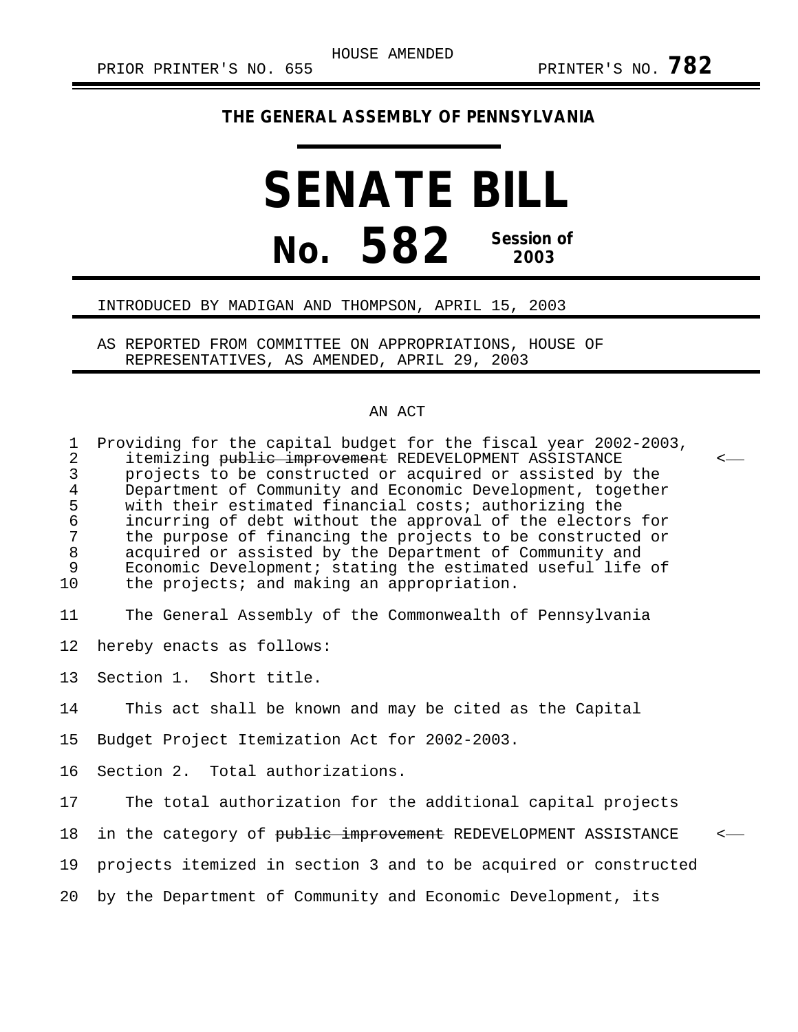HOUSE AMENDED

PRIOR PRINTER'S NO. 655 PRINTER'S NO. **782**

**THE GENERAL ASSEMBLY OF PENNSYLVANIA**

# SENATE BILL

# No. 582 Session of 2003

INTRODUCED BY MADIGAN AND THOMPSON, APRIL 15, 2003

AS REPORTED FROM COMMITTEE ON APPROPRIATIONS, HOUSE OF REPRESENTATIVES, AS AMENDED, APRIL 29, 2003

## AN ACT

Providing for the capital budget for the fiscal year 2002-2003, itemizing ~~public improvement~~ REDEVELOPMENT ASSISTANCE projects to be constructed or acquired or assisted by the Department of Community and Economic Development, together with their estimated financial costs; authorizing the incurring of debt without the approval of the electors for the purpose of financing the projects to be constructed or acquired or assisted by the Department of Community and Economic Development; stating the estimated useful life of the projects; and making an appropriation.

The General Assembly of the Commonwealth of Pennsylvania hereby enacts as follows:

Section 1. Short title.

This act shall be known and may be cited as the Capital Budget Project Itemization Act for 2002-2003.

Section 2. Total authorizations.

The total authorization for the additional capital projects in the category of ~~public improvement~~ REDEVELOPMENT ASSISTANCE projects itemized in section 3 and to be acquired or constructed by the Department of Community and Economic Development, its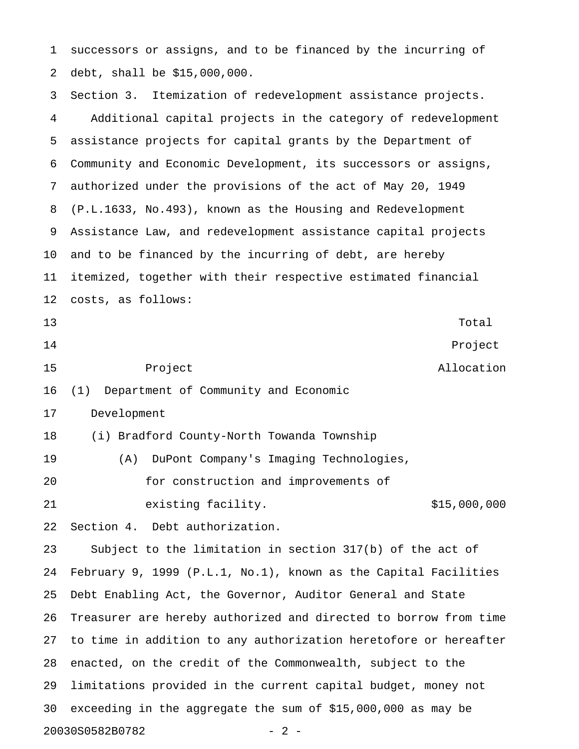successors or assigns, and to be financed by the incurring of debt, shall be $15,000,000.

Section 3. Itemization of redevelopment assistance projects.

Additional capital projects in the category of redevelopment assistance projects for capital grants by the Department of Community and Economic Development, its successors or assigns, authorized under the provisions of the act of May 20, 1949 (P.L.1633, No.493), known as the Housing and Redevelopment Assistance Law, and redevelopment assistance capital projects and to be financed by the incurring of debt, are hereby itemized, together with their respective estimated financial costs, as follows:

| Project | Total Project Allocation |
|---|---|
| (1) Department of Community and Economic Development | |
| (i) Bradford County-North Towanda Township | |
| (A) DuPont Company's Imaging Technologies, for construction and improvements of existing facility. | $15,000,000 |

Section 4. Debt authorization.

Subject to the limitation in section 317(b) of the act of February 9, 1999 (P.L.1, No.1), known as the Capital Facilities Debt Enabling Act, the Governor, Auditor General and State Treasurer are hereby authorized and directed to borrow from time to time in addition to any authorization heretofore or hereafter enacted, on the credit of the Commonwealth, subject to the limitations provided in the current capital budget, money not exceeding in the aggregate the sum of $15,000,000 as may be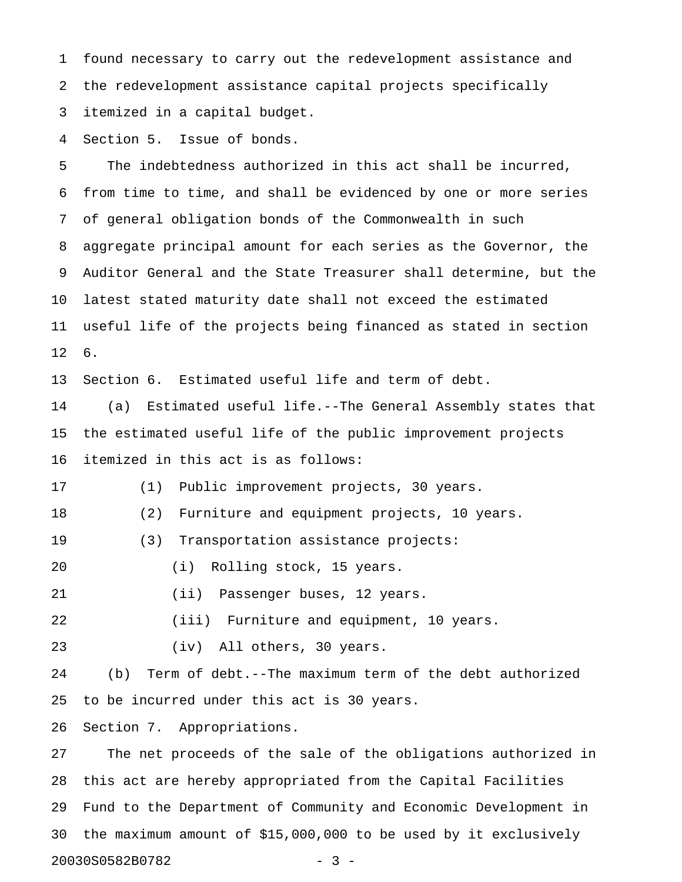found necessary to carry out the redevelopment assistance and the redevelopment assistance capital projects specifically itemized in a capital budget.

Section 5. Issue of bonds.

The indebtedness authorized in this act shall be incurred, from time to time, and shall be evidenced by one or more series of general obligation bonds of the Commonwealth in such aggregate principal amount for each series as the Governor, the Auditor General and the State Treasurer shall determine, but the latest stated maturity date shall not exceed the estimated useful life of the projects being financed as stated in section 6.

Section 6. Estimated useful life and term of debt.

(a) Estimated useful life.--The General Assembly states that the estimated useful life of the public improvement projects itemized in this act is as follows:

(1) Public improvement projects, 30 years.

(2) Furniture and equipment projects, 10 years.

(3) Transportation assistance projects:

(i) Rolling stock, 15 years.

(ii) Passenger buses, 12 years.

(iii) Furniture and equipment, 10 years.

(iv) All others, 30 years.

(b) Term of debt.--The maximum term of the debt authorized to be incurred under this act is 30 years.

Section 7. Appropriations.

The net proceeds of the sale of the obligations authorized in this act are hereby appropriated from the Capital Facilities Fund to the Department of Community and Economic Development in the maximum amount of $15,000,000 to be used by it exclusively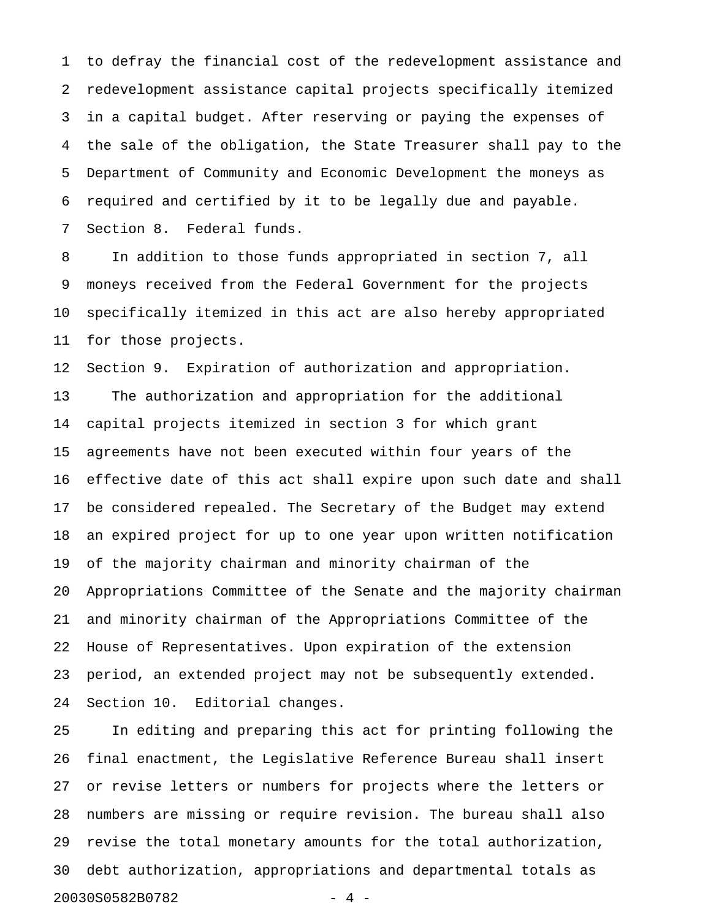to defray the financial cost of the redevelopment assistance and redevelopment assistance capital projects specifically itemized in a capital budget. After reserving or paying the expenses of the sale of the obligation, the State Treasurer shall pay to the Department of Community and Economic Development the moneys as required and certified by it to be legally due and payable.

Section 8. Federal funds.

In addition to those funds appropriated in section 7, all moneys received from the Federal Government for the projects specifically itemized in this act are also hereby appropriated for those projects.

Section 9. Expiration of authorization and appropriation.

The authorization and appropriation for the additional capital projects itemized in section 3 for which grant agreements have not been executed within four years of the effective date of this act shall expire upon such date and shall be considered repealed. The Secretary of the Budget may extend an expired project for up to one year upon written notification of the majority chairman and minority chairman of the Appropriations Committee of the Senate and the majority chairman and minority chairman of the Appropriations Committee of the House of Representatives. Upon expiration of the extension period, an extended project may not be subsequently extended.

Section 10. Editorial changes.

In editing and preparing this act for printing following the final enactment, the Legislative Reference Bureau shall insert or revise letters or numbers for projects where the letters or numbers are missing or require revision. The bureau shall also revise the total monetary amounts for the total authorization, debt authorization, appropriations and departmental totals as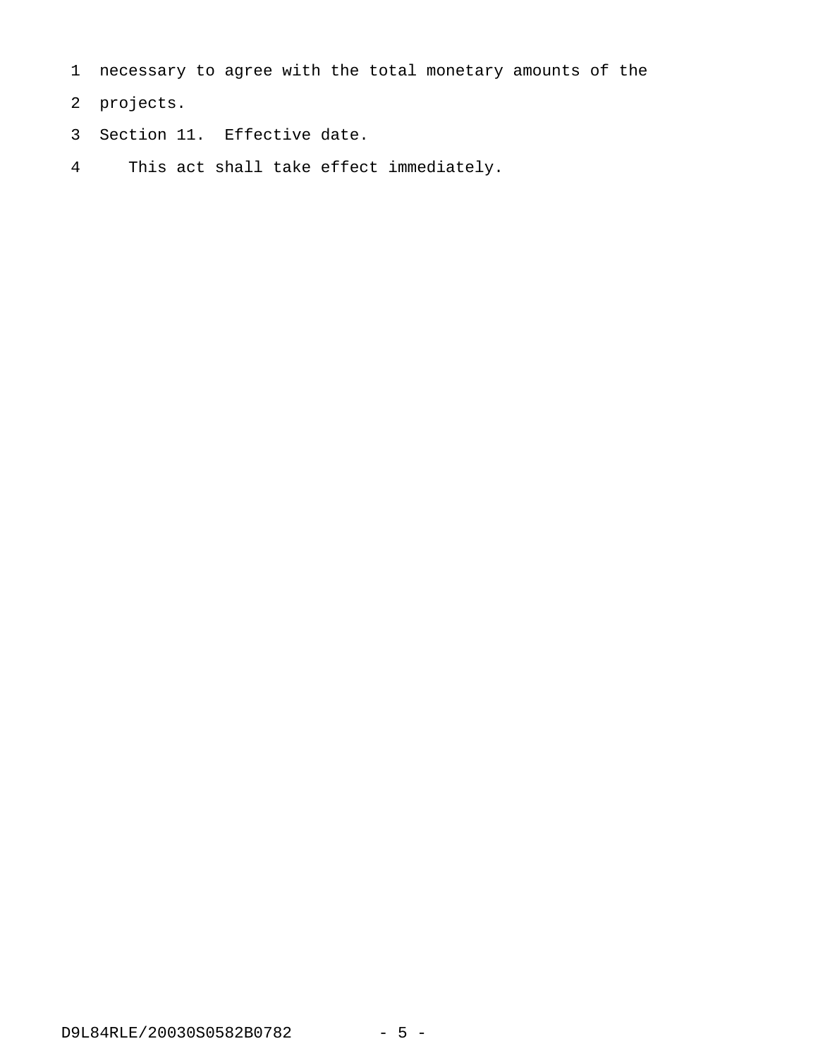necessary to agree with the total monetary amounts of the projects.

Section 11. Effective date.

This act shall take effect immediately.